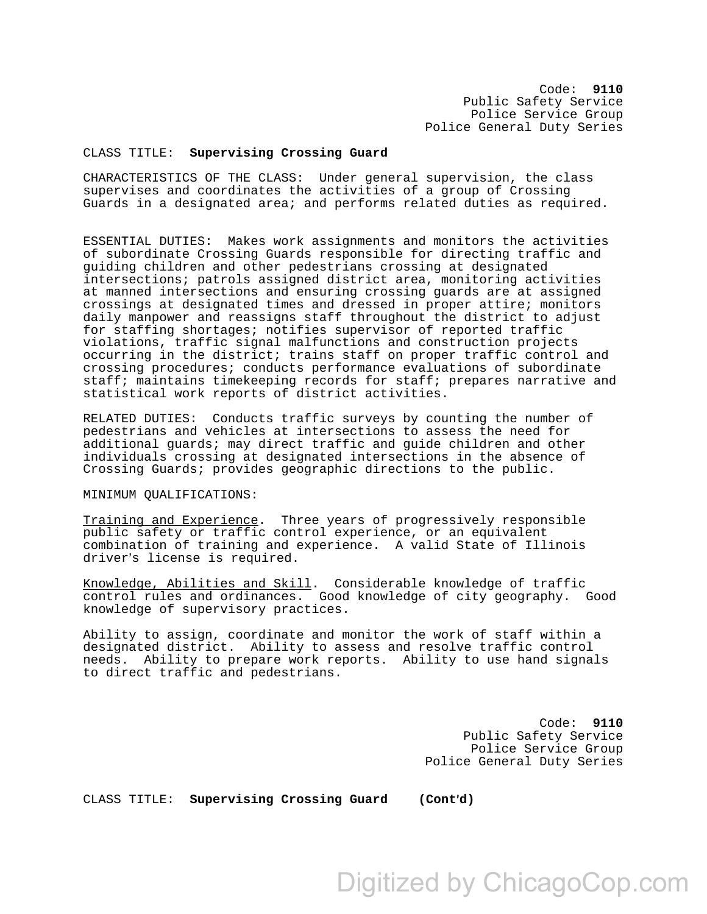Code: **9110**
Public Safety Service
Police Service Group
Police General Duty Series

CLASS TITLE: **Supervising Crossing Guard**

CHARACTERISTICS OF THE CLASS: Under general supervision, the class supervises and coordinates the activities of a group of Crossing Guards in a designated area; and performs related duties as required.

ESSENTIAL DUTIES: Makes work assignments and monitors the activities of subordinate Crossing Guards responsible for directing traffic and guiding children and other pedestrians crossing at designated intersections; patrols assigned district area, monitoring activities at manned intersections and ensuring crossing guards are at assigned crossings at designated times and dressed in proper attire; monitors daily manpower and reassigns staff throughout the district to adjust for staffing shortages; notifies supervisor of reported traffic violations, traffic signal malfunctions and construction projects occurring in the district; trains staff on proper traffic control and crossing procedures; conducts performance evaluations of subordinate staff; maintains timekeeping records for staff; prepares narrative and statistical work reports of district activities.

RELATED DUTIES: Conducts traffic surveys by counting the number of pedestrians and vehicles at intersections to assess the need for additional guards; may direct traffic and guide children and other individuals crossing at designated intersections in the absence of Crossing Guards; provides geographic directions to the public.

MINIMUM QUALIFICATIONS:

Training and Experience. Three years of progressively responsible public safety or traffic control experience, or an equivalent combination of training and experience. A valid State of Illinois driver's license is required.

Knowledge, Abilities and Skill. Considerable knowledge of traffic control rules and ordinances. Good knowledge of city geography. Good knowledge of supervisory practices.

Ability to assign, coordinate and monitor the work of staff within a designated district. Ability to assess and resolve traffic control needs. Ability to prepare work reports. Ability to use hand signals to direct traffic and pedestrians.

Code: **9110**
Public Safety Service
Police Service Group
Police General Duty Series

CLASS TITLE: **Supervising Crossing Guard (Cont'd)**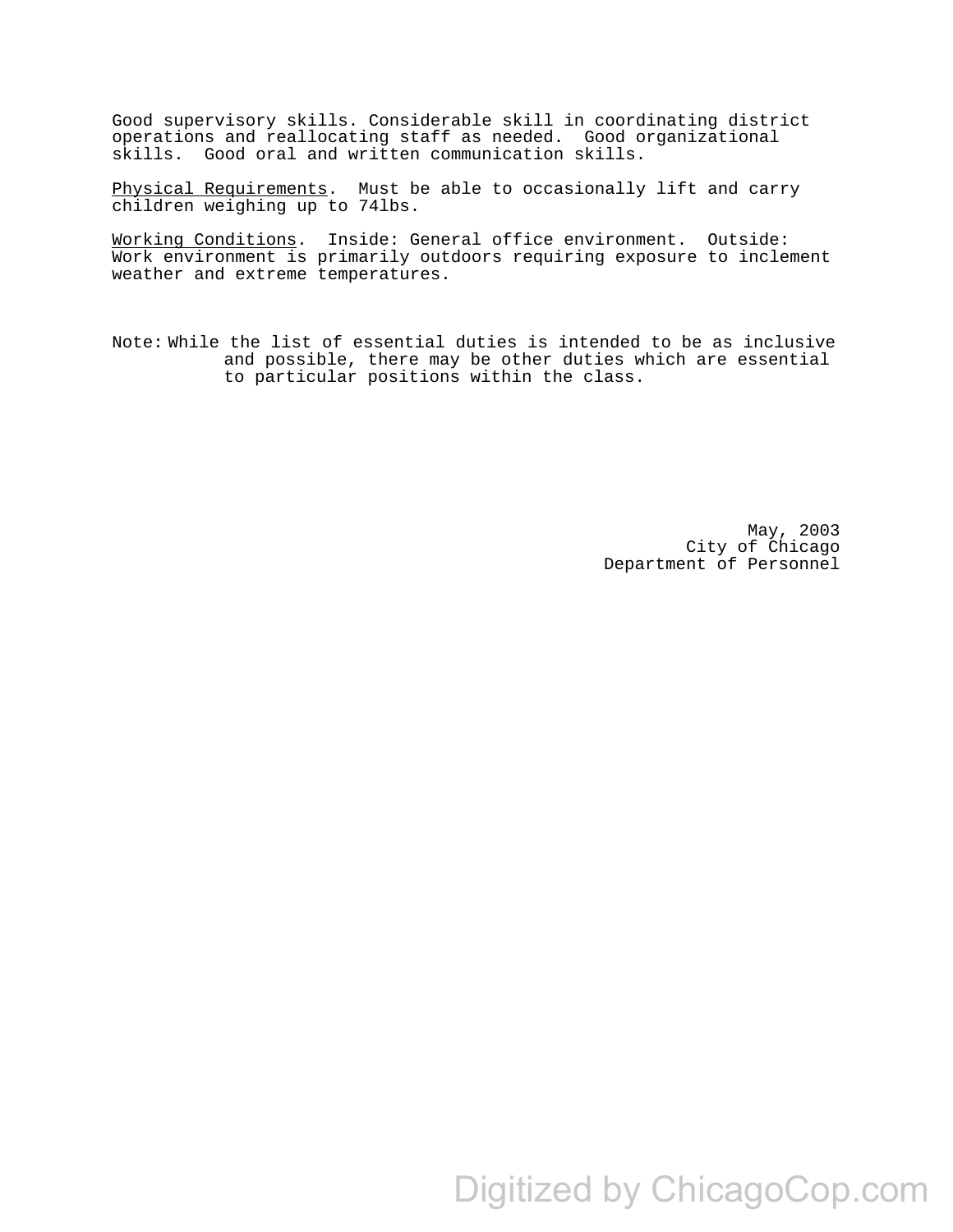Good supervisory skills. Considerable skill in coordinating district operations and reallocating staff as needed. Good organizational skills. Good oral and written communication skills.

Physical Requirements. Must be able to occasionally lift and carry children weighing up to 74lbs.

Working Conditions. Inside: General office environment. Outside: Work environment is primarily outdoors requiring exposure to inclement weather and extreme temperatures.

Note: While the list of essential duties is intended to be as inclusive and possible, there may be other duties which are essential to particular positions within the class.

May, 2003
City of Chicago
Department of Personnel